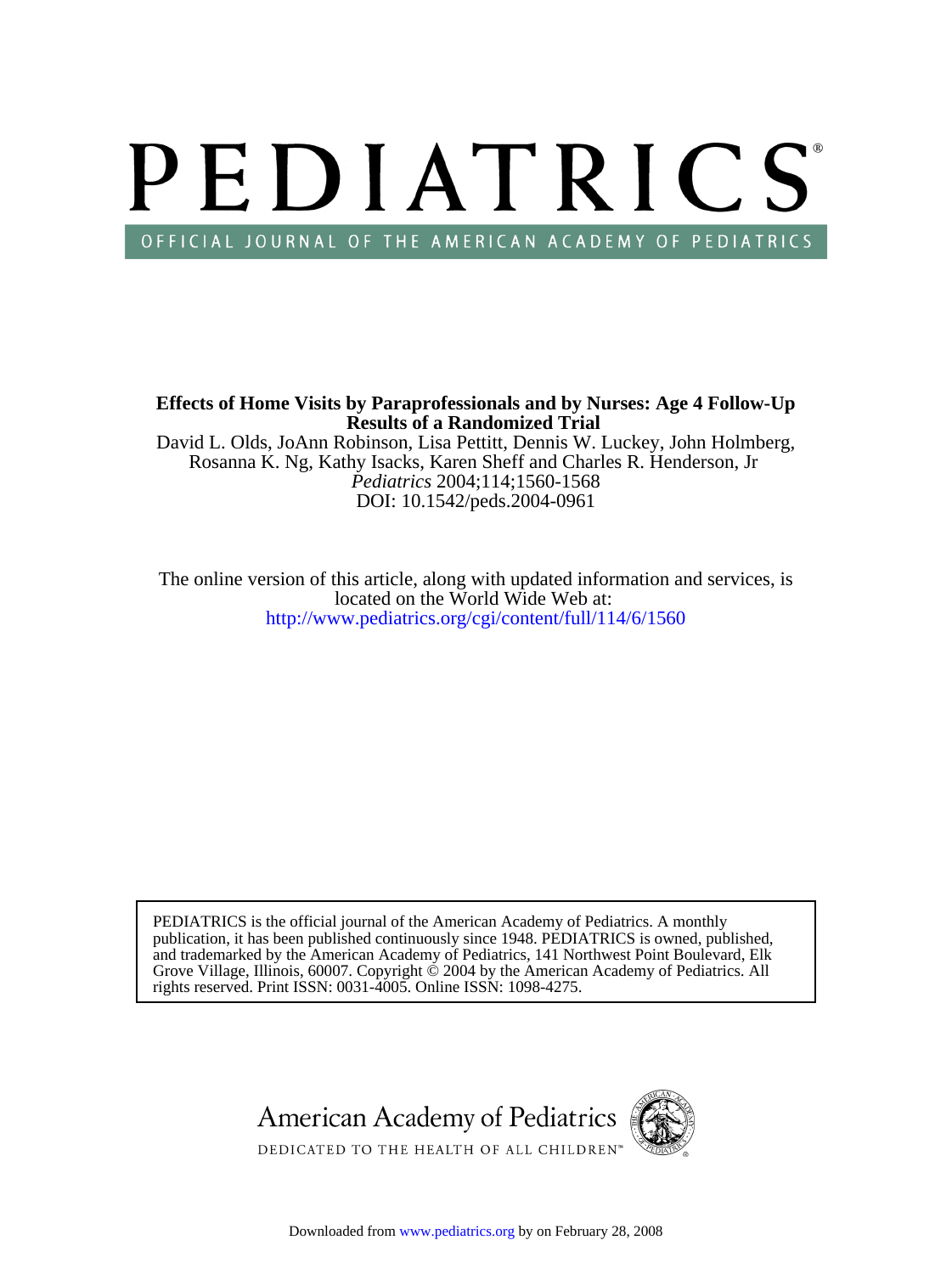# PEDIATRICS®

OFFICIAL JOURNAL OF THE AMERICAN ACADEMY OF PEDIATRICS

**Effects of Home Visits by Paraprofessionals and by Nurses: Age 4 Follow-Up Results of a Randomized Trial**

David L. Olds, JoAnn Robinson, Lisa Pettitt, Dennis W. Luckey, John Holmberg, Rosanna K. Ng, Kathy Isacks, Karen Sheff and Charles R. Henderson, Jr

*Pediatrics* 2004;114;1560-1568

DOI: 10.1542/peds.2004-0961

The online version of this article, along with updated information and services, is located on the World Wide Web at:

http://www.pediatrics.org/cgi/content/full/114/6/1560

PEDIATRICS is the official journal of the American Academy of Pediatrics. A monthly publication, it has been published continuously since 1948. PEDIATRICS is owned, published, and trademarked by the American Academy of Pediatrics, 141 Northwest Point Boulevard, Elk Grove Village, Illinois, 60007. Copyright © 2004 by the American Academy of Pediatrics. All rights reserved. Print ISSN: 0031-4005. Online ISSN: 1098-4275.

American Academy of Pediatrics

DEDICATED TO THE HEALTH OF ALL CHILDREN™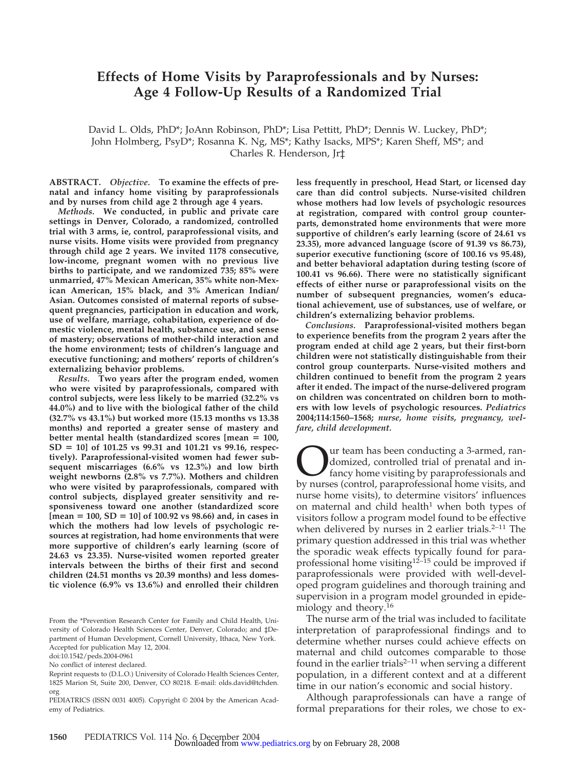# Effects of Home Visits by Paraprofessionals and by Nurses: Age 4 Follow-Up Results of a Randomized Trial

David L. Olds, PhD*; JoAnn Robinson, PhD*; Lisa Pettitt, PhD*; Dennis W. Luckey, PhD*; John Holmberg, PsyD*; Rosanna K. Ng, MS*; Kathy Isacks, MPS*; Karen Sheff, MS*; and Charles R. Henderson, Jr‡

**ABSTRACT.** ***Objective.*** **To examine the effects of prenatal and infancy home visiting by paraprofessionals and by nurses from child age 2 through age 4 years.**

***Methods.*** **We conducted, in public and private care settings in Denver, Colorado, a randomized, controlled trial with 3 arms, ie, control, paraprofessional visits, and nurse visits. Home visits were provided from pregnancy through child age 2 years. We invited 1178 consecutive, low-income, pregnant women with no previous live births to participate, and we randomized 735; 85% were unmarried, 47% Mexican American, 35% white non-Mexican American, 15% black, and 3% American Indian/Asian. Outcomes consisted of maternal reports of subsequent pregnancies, participation in education and work, use of welfare, marriage, cohabitation, experience of domestic violence, mental health, substance use, and sense of mastery; observations of mother-child interaction and the home environment; tests of children's language and executive functioning; and mothers' reports of children's externalizing behavior problems.**

***Results.*** **Two years after the program ended, women who were visited by paraprofessionals, compared with control subjects, were less likely to be married (32.2% vs 44.0%) and to live with the biological father of the child (32.7% vs 43.1%) but worked more (15.13 months vs 13.38 months) and reported a greater sense of mastery and better mental health (standardized scores [mean = 100, SD = 10] of 101.25 vs 99.31 and 101.21 vs 99.16, respectively). Paraprofessional-visited women had fewer subsequent miscarriages (6.6% vs 12.3%) and low birth weight newborns (2.8% vs 7.7%). Mothers and children who were visited by paraprofessionals, compared with control subjects, displayed greater sensitivity and responsiveness toward one another (standardized score [mean = 100, SD = 10] of 100.92 vs 98.66) and, in cases in which the mothers had low levels of psychologic resources at registration, had home environments that were more supportive of children's early learning (score of 24.63 vs 23.35). Nurse-visited women reported greater intervals between the births of their first and second children (24.51 months vs 20.39 months) and less domestic violence (6.9% vs 13.6%) and enrolled their children less frequently in preschool, Head Start, or licensed day care than did control subjects. Nurse-visited children whose mothers had low levels of psychologic resources at registration, compared with control group counterparts, demonstrated home environments that were more supportive of children's early learning (score of 24.61 vs 23.35), more advanced language (score of 91.39 vs 86.73), superior executive functioning (score of 100.16 vs 95.48), and better behavioral adaptation during testing (score of 100.41 vs 96.66). There were no statistically significant effects of either nurse or paraprofessional visits on the number of subsequent pregnancies, women's educational achievement, use of substances, use of welfare, or children's externalizing behavior problems.**

***Conclusions.*** **Paraprofessional-visited mothers began to experience benefits from the program 2 years after the program ended at child age 2 years, but their first-born children were not statistically distinguishable from their control group counterparts. Nurse-visited mothers and children continued to benefit from the program 2 years after it ended. The impact of the nurse-delivered program on children was concentrated on children born to mothers with low levels of psychologic resources.** ***Pediatrics* 2004;114:1560–1568;** ***nurse, home visits, pregnancy, welfare, child development.***

From the *Prevention Research Center for Family and Child Health, University of Colorado Health Sciences Center, Denver, Colorado; and ‡Department of Human Development, Cornell University, Ithaca, New York.

Accepted for publication May 12, 2004.

doi:10.1542/peds.2004-0961

No conflict of interest declared.

Reprint requests to (D.L.O.) University of Colorado Health Sciences Center, 1825 Marion St, Suite 200, Denver, CO 80218. E-mail: olds.david@tchden.org

PEDIATRICS (ISSN 0031 4005). Copyright © 2004 by the American Academy of Pediatrics.

Our team has been conducting a 3-armed, randomized, controlled trial of prenatal and infancy home visiting by paraprofessionals and by nurses (control, paraprofessional home visits, and nurse home visits), to determine visitors' influences on maternal and child health[1] when both types of visitors follow a program model found to be effective when delivered by nurses in 2 earlier trials.[2–11] The primary question addressed in this trial was whether the sporadic weak effects typically found for paraprofessional home visiting[12–15] could be improved if paraprofessionals were provided with well-developed program guidelines and thorough training and supervision in a program model grounded in epidemiology and theory.[16]

The nurse arm of the trial was included to facilitate interpretation of paraprofessional findings and to determine whether nurses could achieve effects on maternal and child outcomes comparable to those found in the earlier trials[2–11] when serving a different population, in a different context and at a different time in our nation's economic and social history.

Although paraprofessionals can have a range of formal preparations for their roles, we chose to ex-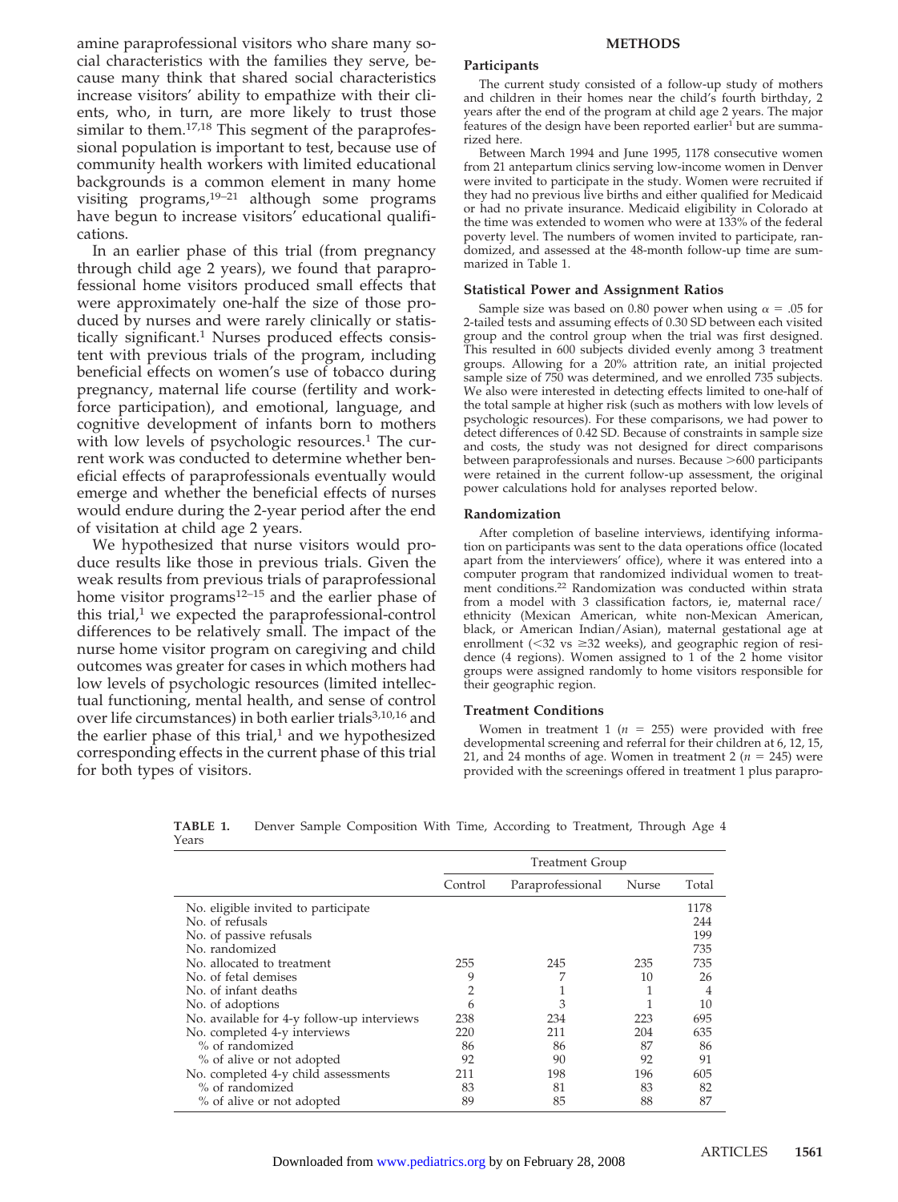amine paraprofessional visitors who share many social characteristics with the families they serve, because many think that shared social characteristics increase visitors' ability to empathize with their clients, who, in turn, are more likely to trust those similar to them.[17,18] This segment of the paraprofessional population is important to test, because use of community health workers with limited educational backgrounds is a common element in many home visiting programs,[19–21] although some programs have begun to increase visitors' educational qualifications.

In an earlier phase of this trial (from pregnancy through child age 2 years), we found that paraprofessional home visitors produced small effects that were approximately one-half the size of those produced by nurses and were rarely clinically or statistically significant.[1] Nurses produced effects consistent with previous trials of the program, including beneficial effects on women's use of tobacco during pregnancy, maternal life course (fertility and workforce participation), and emotional, language, and cognitive development of infants born to mothers with low levels of psychologic resources.[1] The current work was conducted to determine whether beneficial effects of paraprofessionals eventually would emerge and whether the beneficial effects of nurses would endure during the 2-year period after the end of visitation at child age 2 years.

We hypothesized that nurse visitors would produce results like those in previous trials. Given the weak results from previous trials of paraprofessional home visitor programs[12–15] and the earlier phase of this trial,[1] we expected the paraprofessional-control differences to be relatively small. The impact of the nurse home visitor program on caregiving and child outcomes was greater for cases in which mothers had low levels of psychologic resources (limited intellectual functioning, mental health, and sense of control over life circumstances) in both earlier trials[3,10,16] and the earlier phase of this trial,[1] and we hypothesized corresponding effects in the current phase of this trial for both types of visitors.

## METHODS

### Participants

The current study consisted of a follow-up study of mothers and children in their homes near the child's fourth birthday, 2 years after the end of the program at child age 2 years. The major features of the design have been reported earlier[1] but are summarized here.

Between March 1994 and June 1995, 1178 consecutive women from 21 antepartum clinics serving low-income women in Denver were invited to participate in the study. Women were recruited if they had no previous live births and either qualified for Medicaid or had no private insurance. Medicaid eligibility in Colorado at the time was extended to women who were at 133% of the federal poverty level. The numbers of women invited to participate, randomized, and assessed at the 48-month follow-up time are summarized in Table 1.

### Statistical Power and Assignment Ratios

Sample size was based on 0.80 power when using $\alpha = .05$ for 2-tailed tests and assuming effects of 0.30 SD between each visited group and the control group when the trial was first designed. This resulted in 600 subjects divided evenly among 3 treatment groups. Allowing for a 20% attrition rate, an initial projected sample size of 750 was determined, and we enrolled 735 subjects. We also were interested in detecting effects limited to one-half of the total sample at higher risk (such as mothers with low levels of psychologic resources). For these comparisons, we had power to detect differences of 0.42 SD. Because of constraints in sample size and costs, the study was not designed for direct comparisons between paraprofessionals and nurses. Because >600 participants were retained in the current follow-up assessment, the original power calculations hold for analyses reported below.

### Randomization

After completion of baseline interviews, identifying information on participants was sent to the data operations office (located apart from the interviewers' office), where it was entered into a computer program that randomized individual women to treatment conditions.[22] Randomization was conducted within strata from a model with 3 classification factors, ie, maternal race/ethnicity (Mexican American, white non-Mexican American, black, or American Indian/Asian), maternal gestational age at enrollment (<32 vs ≥32 weeks), and geographic region of residence (4 regions). Women assigned to 1 of the 2 home visitor groups were assigned randomly to home visitors responsible for their geographic region.

### Treatment Conditions

Women in treatment 1 ($n$ = 255) were provided with free developmental screening and referral for their children at 6, 12, 15, 21, and 24 months of age. Women in treatment 2 ($n$ = 245) were provided with the screenings offered in treatment 1 plus parapro-

**TABLE 1.** Denver Sample Composition With Time, According to Treatment, Through Age 4 Years

| | Treatment Group | | | |
|---|---|---|---|---|
| | Control | Paraprofessional | Nurse | Total |
| No. eligible invited to participate | | | | 1178 |
| No. of refusals | | | | 244 |
| No. of passive refusals | | | | 199 |
| No. randomized | | | | 735 |
| No. allocated to treatment | 255 | 245 | 235 | 735 |
| No. of fetal demises | 9 | 7 | 10 | 26 |
| No. of infant deaths | 2 | 1 | 1 | 4 |
| No. of adoptions | 6 | 3 | 1 | 10 |
| No. available for 4-y follow-up interviews | 238 | 234 | 223 | 695 |
| No. completed 4-y interviews | 220 | 211 | 204 | 635 |
| % of randomized | 86 | 86 | 87 | 86 |
| % of alive or not adopted | 92 | 90 | 92 | 91 |
| No. completed 4-y child assessments | 211 | 198 | 196 | 605 |
| % of randomized | 83 | 81 | 83 | 82 |
| % of alive or not adopted | 89 | 85 | 88 | 87 |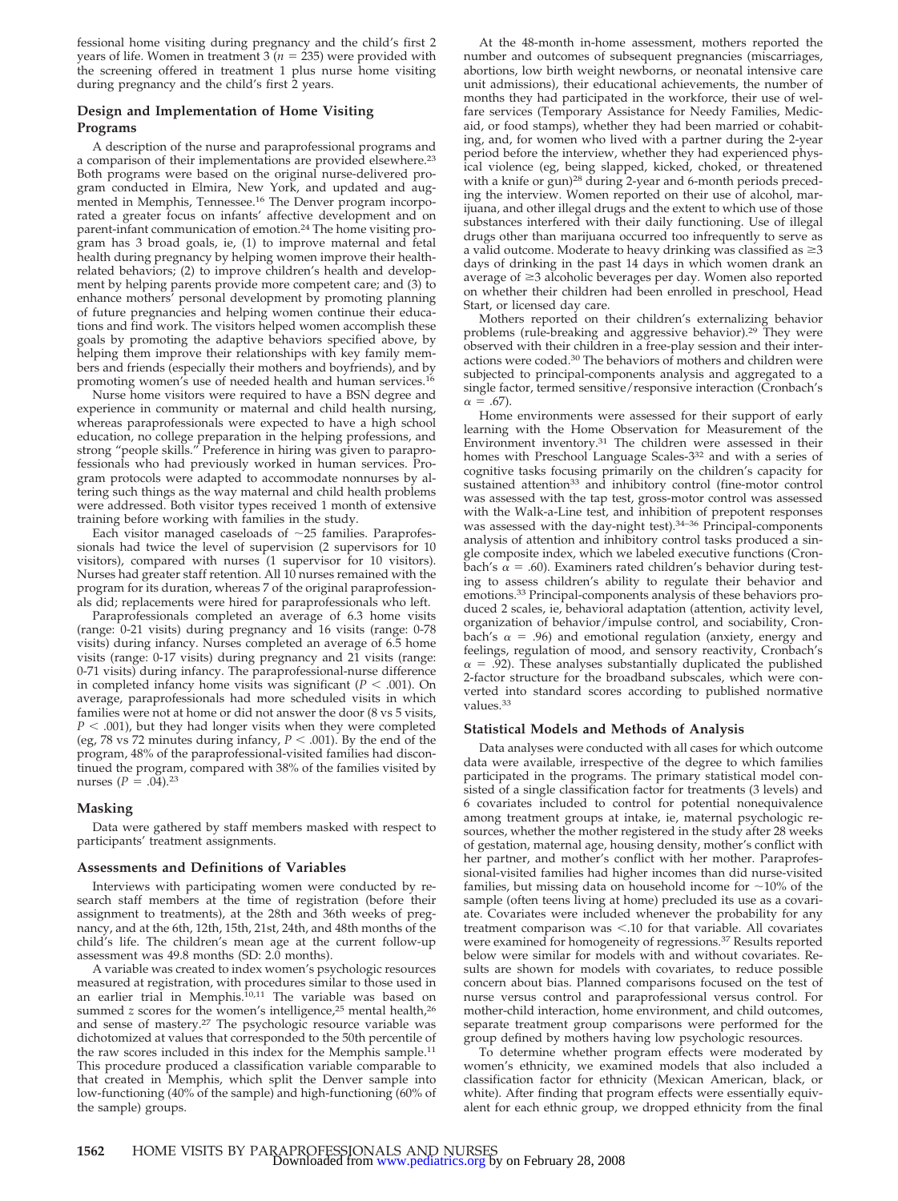fessional home visiting during pregnancy and the child's first 2 years of life. Women in treatment 3 ($n = 235$) were provided with the screening offered in treatment 1 plus nurse home visiting during pregnancy and the child's first 2 years.

### Design and Implementation of Home Visiting Programs

A description of the nurse and paraprofessional programs and a comparison of their implementations are provided elsewhere.[23] Both programs were based on the original nurse-delivered program conducted in Elmira, New York, and updated and augmented in Memphis, Tennessee.[16] The Denver program incorporated a greater focus on infants' affective development and on parent-infant communication of emotion.[24] The home visiting program has 3 broad goals, ie, (1) to improve maternal and fetal health during pregnancy by helping women improve their health-related behaviors; (2) to improve children's health and development by helping parents provide more competent care; and (3) to enhance mothers' personal development by promoting planning of future pregnancies and helping women continue their educations and find work. The visitors helped women accomplish these goals by promoting the adaptive behaviors specified above, by helping them improve their relationships with key family members and friends (especially their mothers and boyfriends), and by promoting women's use of needed health and human services.[16]

Nurse home visitors were required to have a BSN degree and experience in community or maternal and child health nursing, whereas paraprofessionals were expected to have a high school education, no college preparation in the helping professions, and strong "people skills." Preference in hiring was given to paraprofessionals who had previously worked in human services. Program protocols were adapted to accommodate nonnurses by altering such things as the way maternal and child health problems were addressed. Both visitor types received 1 month of extensive training before working with families in the study.

Each visitor managed caseloads of ~25 families. Paraprofessionals had twice the level of supervision (2 supervisors for 10 visitors), compared with nurses (1 supervisor for 10 visitors). Nurses had greater staff retention. All 10 nurses remained with the program for its duration, whereas 7 of the original paraprofessionals did; replacements were hired for paraprofessionals who left.

Paraprofessionals completed an average of 6.3 home visits (range: 0-21 visits) during pregnancy and 16 visits (range: 0-78 visits) during infancy. Nurses completed an average of 6.5 home visits (range: 0-17 visits) during pregnancy and 21 visits (range: 0-71 visits) during infancy. The paraprofessional-nurse difference in completed infancy home visits was significant ($P < .001$). On average, paraprofessionals had more scheduled visits in which families were not at home or did not answer the door (8 vs 5 visits, $P < .001$), but they had longer visits when they were completed (eg, 78 vs 72 minutes during infancy, $P < .001$). By the end of the program, 48% of the paraprofessional-visited families had discontinued the program, compared with 38% of the families visited by nurses ($P = .04$).[23]

### Masking

Data were gathered by staff members masked with respect to participants' treatment assignments.

### Assessments and Definitions of Variables

Interviews with participating women were conducted by research staff members at the time of registration (before their assignment to treatments), at the 28th and 36th weeks of pregnancy, and at the 6th, 12th, 15th, 21st, 24th, and 48th months of the child's life. The children's mean age at the current follow-up assessment was 49.8 months (SD: 2.0 months).

A variable was created to index women's psychologic resources measured at registration, with procedures similar to those used in an earlier trial in Memphis.[10,11] The variable was based on summed $z$ scores for the women's intelligence,[25] mental health,[26] and sense of mastery.[27] The psychologic resource variable was dichotomized at values that corresponded to the 50th percentile of the raw scores included in this index for the Memphis sample.[11] This procedure produced a classification variable comparable to that created in Memphis, which split the Denver sample into low-functioning (40% of the sample) and high-functioning (60% of the sample) groups.

At the 48-month in-home assessment, mothers reported the number and outcomes of subsequent pregnancies (miscarriages, abortions, low birth weight newborns, or neonatal intensive care unit admissions), their educational achievements, the number of months they had participated in the workforce, their use of welfare services (Temporary Assistance for Needy Families, Medicaid, or food stamps), whether they had been married or cohabiting, and, for women who lived with a partner during the 2-year period before the interview, whether they had experienced physical violence (eg, being slapped, kicked, choked, or threatened with a knife or gun)[28] during 2-year and 6-month periods preceding the interview. Women reported on their use of alcohol, marijuana, and other illegal drugs and the extent to which use of those substances interfered with their daily functioning. Use of illegal drugs other than marijuana occurred too infrequently to serve as a valid outcome. Moderate to heavy drinking was classified as ≥3 days of drinking in the past 14 days in which women drank an average of ≥3 alcoholic beverages per day. Women also reported on whether their children had been enrolled in preschool, Head Start, or licensed day care.

Mothers reported on their children's externalizing behavior problems (rule-breaking and aggressive behavior).[29] They were observed with their children in a free-play session and their interactions were coded.[30] The behaviors of mothers and children were subjected to principal-components analysis and aggregated to a single factor, termed sensitive/responsive interaction (Cronbach's $\alpha = .67$).

Home environments were assessed for their support of early learning with the Home Observation for Measurement of the Environment inventory.[31] The children were assessed in their homes with Preschool Language Scales-3[32] and with a series of cognitive tasks focusing primarily on the children's capacity for sustained attention[33] and inhibitory control (fine-motor control was assessed with the tap test, gross-motor control was assessed with the Walk-a-Line test, and inhibition of prepotent responses was assessed with the day-night test).[34–36] Principal-components analysis of attention and inhibitory control tasks produced a single composite index, which we labeled executive functions (Cronbach's $\alpha = .60$). Examiners rated children's behavior during testing to assess children's ability to regulate their behavior and emotions.[33] Principal-components analysis of these behaviors produced 2 scales, ie, behavioral adaptation (attention, activity level, organization of behavior/impulse control, and sociability, Cronbach's $\alpha = .96$) and emotional regulation (anxiety, energy and feelings, regulation of mood, and sensory reactivity, Cronbach's $\alpha = .92$). These analyses substantially duplicated the published 2-factor structure for the broadband subscales, which were converted into standard scores according to published normative values.[33]

### Statistical Models and Methods of Analysis

Data analyses were conducted with all cases for which outcome data were available, irrespective of the degree to which families participated in the programs. The primary statistical model consisted of a single classification factor for treatments (3 levels) and 6 covariates included to control for potential nonequivalence among treatment groups at intake, ie, maternal psychologic resources, whether the mother registered in the study after 28 weeks of gestation, maternal age, housing density, mother's conflict with her partner, and mother's conflict with her mother. Paraprofessional-visited families had higher incomes than did nurse-visited families, but missing data on household income for ~10% of the sample (often teens living at home) precluded its use as a covariate. Covariates were included whenever the probability for any treatment comparison was <.10 for that variable. All covariates were examined for homogeneity of regressions.[37] Results reported below were similar for models with and without covariates. Results are shown for models with covariates, to reduce possible concern about bias. Planned comparisons focused on the test of nurse versus control and paraprofessional versus control. For mother-child interaction, home environment, and child outcomes, separate treatment group comparisons were performed for the group defined by mothers having low psychologic resources.

To determine whether program effects were moderated by women's ethnicity, we examined models that also included a classification factor for ethnicity (Mexican American, black, or white). After finding that program effects were essentially equivalent for each ethnic group, we dropped ethnicity from the final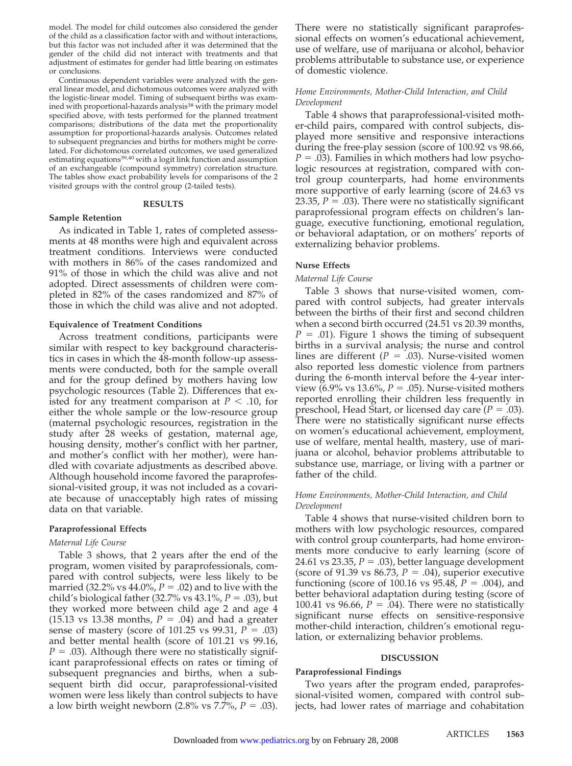model. The model for child outcomes also considered the gender of the child as a classification factor with and without interactions, but this factor was not included after it was determined that the gender of the child did not interact with treatments and that adjustment of estimates for gender had little bearing on estimates or conclusions.

Continuous dependent variables were analyzed with the general linear model, and dichotomous outcomes were analyzed with the logistic-linear model. Timing of subsequent births was examined with proportional-hazards analysis[38] with the primary model specified above, with tests performed for the planned treatment comparisons; distributions of the data met the proportionality assumption for proportional-hazards analysis. Outcomes related to subsequent pregnancies and births for mothers might be correlated. For dichotomous correlated outcomes, we used generalized estimating equations[39,40] with a logit link function and assumption of an exchangeable (compound symmetry) correlation structure. The tables show exact probability levels for comparisons of the 2 visited groups with the control group (2-tailed tests).

## RESULTS

### Sample Retention

As indicated in Table 1, rates of completed assessments at 48 months were high and equivalent across treatment conditions. Interviews were conducted with mothers in 86% of the cases randomized and 91% of those in which the child was alive and not adopted. Direct assessments of children were completed in 82% of the cases randomized and 87% of those in which the child was alive and not adopted.

### Equivalence of Treatment Conditions

Across treatment conditions, participants were similar with respect to key background characteristics in cases in which the 48-month follow-up assessments were conducted, both for the sample overall and for the group defined by mothers having low psychologic resources (Table 2). Differences that existed for any treatment comparison at $P < .10$, for either the whole sample or the low-resource group (maternal psychologic resources, registration in the study after 28 weeks of gestation, maternal age, housing density, mother's conflict with her partner, and mother's conflict with her mother), were handled with covariate adjustments as described above. Although household income favored the paraprofessional-visited group, it was not included as a covariate because of unacceptably high rates of missing data on that variable.

### Paraprofessional Effects

#### *Maternal Life Course*

Table 3 shows, that 2 years after the end of the program, women visited by paraprofessionals, compared with control subjects, were less likely to be married (32.2% vs 44.0%, $P = .02$) and to live with the child's biological father (32.7% vs 43.1%, $P = .03$), but they worked more between child age 2 and age 4 (15.13 vs 13.38 months, $P = .04$) and had a greater sense of mastery (score of 101.25 vs 99.31, $P = .03$) and better mental health (score of 101.21 vs 99.16, $P = .03$). Although there were no statistically significant paraprofessional effects on rates or timing of subsequent pregnancies and births, when a subsequent birth did occur, paraprofessional-visited women were less likely than control subjects to have a low birth weight newborn (2.8% vs 7.7%, $P = .03$). There were no statistically significant paraprofessional effects on women's educational achievement, use of welfare, use of marijuana or alcohol, behavior problems attributable to substance use, or experience of domestic violence.

#### *Home Environments, Mother-Child Interaction, and Child Development*

Table 4 shows that paraprofessional-visited mother-child pairs, compared with control subjects, displayed more sensitive and responsive interactions during the free-play session (score of 100.92 vs 98.66, $P = .03$). Families in which mothers had low psychologic resources at registration, compared with control group counterparts, had home environments more supportive of early learning (score of 24.63 vs 23.35, $P = .03$). There were no statistically significant paraprofessional program effects on children's language, executive functioning, emotional regulation, or behavioral adaptation, or on mothers' reports of externalizing behavior problems.

### Nurse Effects

#### *Maternal Life Course*

Table 3 shows that nurse-visited women, compared with control subjects, had greater intervals between the births of their first and second children when a second birth occurred (24.51 vs 20.39 months, $P = .01$). Figure 1 shows the timing of subsequent births in a survival analysis; the nurse and control lines are different ($P = .03$). Nurse-visited women also reported less domestic violence from partners during the 6-month interval before the 4-year interview (6.9% vs 13.6%, $P = .05$). Nurse-visited mothers reported enrolling their children less frequently in preschool, Head Start, or licensed day care ($P = .03$). There were no statistically significant nurse effects on women's educational achievement, employment, use of welfare, mental health, mastery, use of marijuana or alcohol, behavior problems attributable to substance use, marriage, or living with a partner or father of the child.

#### *Home Environments, Mother-Child Interaction, and Child Development*

Table 4 shows that nurse-visited children born to mothers with low psychologic resources, compared with control group counterparts, had home environments more conducive to early learning (score of 24.61 vs 23.35, $P = .03$), better language development (score of 91.39 vs 86.73, $P = .04$), superior executive functioning (score of 100.16 vs 95.48, $P = .004$), and better behavioral adaptation during testing (score of 100.41 vs 96.66, $P = .04$). There were no statistically significant nurse effects on sensitive-responsive mother-child interaction, children's emotional regulation, or externalizing behavior problems.

## DISCUSSION

### Paraprofessional Findings

Two years after the program ended, paraprofessional-visited women, compared with control subjects, had lower rates of marriage and cohabitation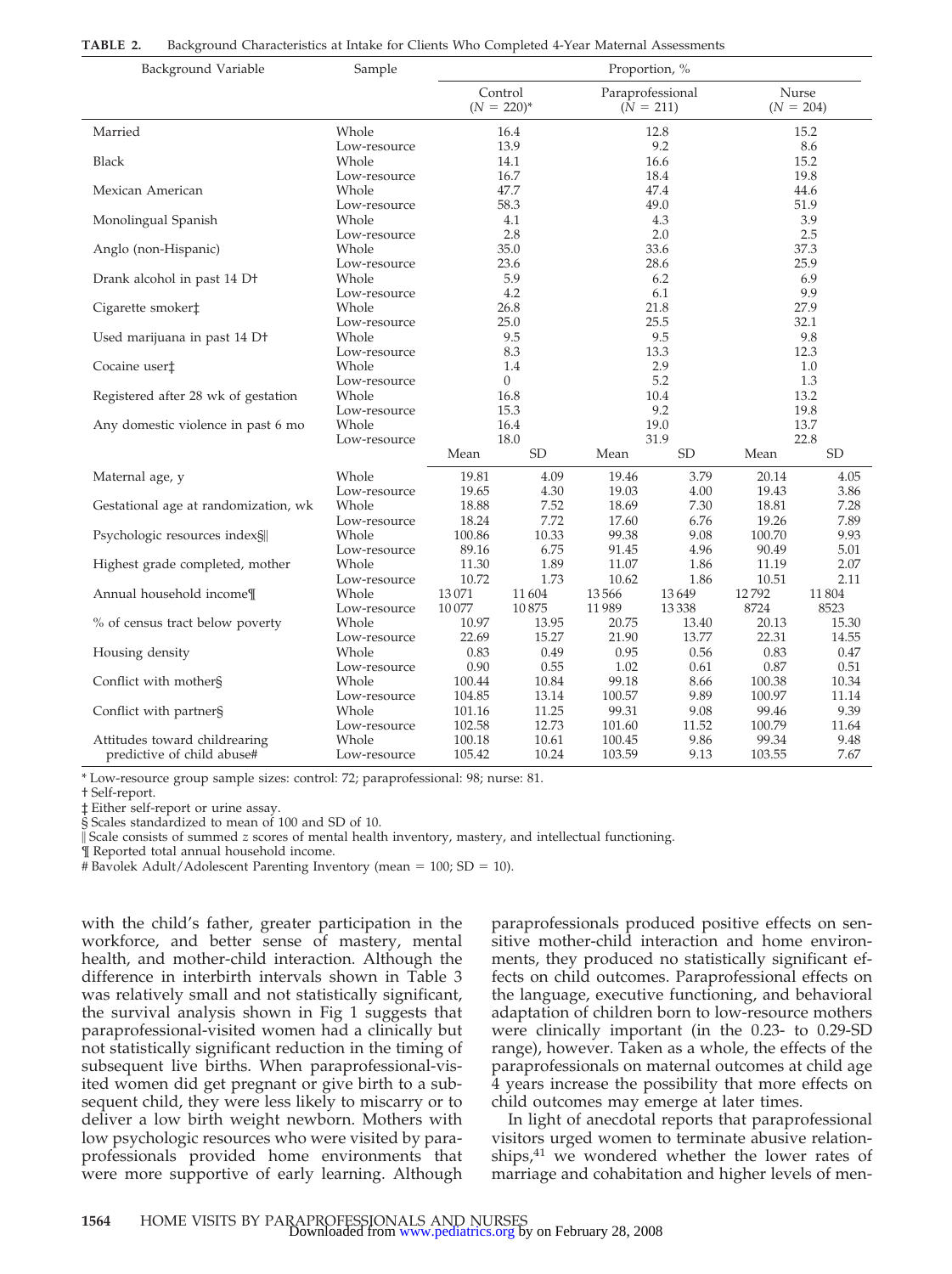**TABLE 2.** Background Characteristics at Intake for Clients Who Completed 4-Year Maternal Assessments

| Background Variable | Sample | Control (N = 220)* | | Paraprofessional (N = 211) | | Nurse (N = 204) | |
|---|---|---|---|---|---|---|---|
| | | Proportion, % | | | | | |
| Married | Whole | 16.4 | | 12.8 | | 15.2 | |
| | Low-resource | 13.9 | | 9.2 | | 8.6 | |
| Black | Whole | 14.1 | | 16.6 | | 15.2 | |
| | Low-resource | 16.7 | | 18.4 | | 19.8 | |
| Mexican American | Whole | 47.7 | | 47.4 | | 44.6 | |
| | Low-resource | 58.3 | | 49.0 | | 51.9 | |
| Monolingual Spanish | Whole | 4.1 | | 4.3 | | 3.9 | |
| | Low-resource | 2.8 | | 2.0 | | 2.5 | |
| Anglo (non-Hispanic) | Whole | 35.0 | | 33.6 | | 37.3 | |
| | Low-resource | 23.6 | | 28.6 | | 25.9 | |
| Drank alcohol in past 14 D† | Whole | 5.9 | | 6.2 | | 6.9 | |
| | Low-resource | 4.2 | | 6.1 | | 9.9 | |
| Cigarette smoker‡ | Whole | 26.8 | | 21.8 | | 27.9 | |
| | Low-resource | 25.0 | | 25.5 | | 32.1 | |
| Used marijuana in past 14 D† | Whole | 9.5 | | 9.5 | | 9.8 | |
| | Low-resource | 8.3 | | 13.3 | | 12.3 | |
| Cocaine user‡ | Whole | 1.4 | | 2.9 | | 1.0 | |
| | Low-resource | 0 | | 5.2 | | 1.3 | |
| Registered after 28 wk of gestation | Whole | 16.8 | | 10.4 | | 13.2 | |
| | Low-resource | 15.3 | | 9.2 | | 19.8 | |
| Any domestic violence in past 6 mo | Whole | 16.4 | | 19.0 | | 13.7 | |
| | Low-resource | 18.0 | | 31.9 | | 22.8 | |
| | | Mean | SD | Mean | SD | Mean | SD |
| Maternal age, y | Whole | 19.81 | 4.09 | 19.46 | 3.79 | 20.14 | 4.05 |
| | Low-resource | 19.65 | 4.30 | 19.03 | 4.00 | 19.43 | 3.86 |
| Gestational age at randomization, wk | Whole | 18.88 | 7.52 | 18.69 | 7.30 | 18.81 | 7.28 |
| | Low-resource | 18.24 | 7.72 | 17.60 | 6.76 | 19.26 | 7.89 |
| Psychologic resources index§‖ | Whole | 100.86 | 10.33 | 99.38 | 9.08 | 100.70 | 9.93 |
| | Low-resource | 89.16 | 6.75 | 91.45 | 4.96 | 90.49 | 5.01 |
| Highest grade completed, mother | Whole | 11.30 | 1.89 | 11.07 | 1.86 | 11.19 | 2.07 |
| | Low-resource | 10.72 | 1.73 | 10.62 | 1.86 | 10.51 | 2.11 |
| Annual household income¶ | Whole | 13 071 | 11 604 | 13 566 | 13 649 | 12 792 | 11 804 |
| | Low-resource | 10 077 | 10 875 | 11 989 | 13 338 | 8724 | 8523 |
| % of census tract below poverty | Whole | 10.97 | 13.95 | 20.75 | 13.40 | 20.13 | 15.30 |
| | Low-resource | 22.69 | 15.27 | 21.90 | 13.77 | 22.31 | 14.55 |
| Housing density | Whole | 0.83 | 0.49 | 0.95 | 0.56 | 0.83 | 0.47 |
| | Low-resource | 0.90 | 0.55 | 1.02 | 0.61 | 0.87 | 0.51 |
| Conflict with mother§ | Whole | 100.44 | 10.84 | 99.18 | 8.66 | 100.38 | 10.34 |
| | Low-resource | 104.85 | 13.14 | 100.57 | 9.89 | 100.97 | 11.14 |
| Conflict with partner§ | Whole | 101.16 | 11.25 | 99.31 | 9.08 | 99.46 | 9.39 |
| | Low-resource | 102.58 | 12.73 | 101.60 | 11.52 | 100.79 | 11.64 |
| Attitudes toward childrearing predictive of child abuse# | Whole | 100.18 | 10.61 | 100.45 | 9.86 | 99.34 | 9.48 |
| | Low-resource | 105.42 | 10.24 | 103.59 | 9.13 | 103.55 | 7.67 |

\* Low-resource group sample sizes: control: 72; paraprofessional: 98; nurse: 81.
† Self-report.
‡ Either self-report or urine assay.
§ Scales standardized to mean of 100 and SD of 10.
‖ Scale consists of summed z scores of mental health inventory, mastery, and intellectual functioning.
¶ Reported total annual household income.
\# Bavolek Adult/Adolescent Parenting Inventory (mean = 100; SD = 10).

with the child's father, greater participation in the workforce, and better sense of mastery, mental health, and mother-child interaction. Although the difference in interbirth intervals shown in Table 3 was relatively small and not statistically significant, the survival analysis shown in Fig 1 suggests that paraprofessional-visited women had a clinically but not statistically significant reduction in the timing of subsequent live births. When paraprofessional-visited women did get pregnant or give birth to a subsequent child, they were less likely to miscarry or to deliver a low birth weight newborn. Mothers with low psychologic resources who were visited by paraprofessionals provided home environments that were more supportive of early learning. Although paraprofessionals produced positive effects on sensitive mother-child interaction and home environments, they produced no statistically significant effects on child outcomes. Paraprofessional effects on the language, executive functioning, and behavioral adaptation of children born to low-resource mothers were clinically important (in the 0.23- to 0.29-SD range), however. Taken as a whole, the effects of the paraprofessionals on maternal outcomes at child age 4 years increase the possibility that more effects on child outcomes may emerge at later times.

In light of anecdotal reports that paraprofessional visitors urged women to terminate abusive relationships,[41] we wondered whether the lower rates of marriage and cohabitation and higher levels of men-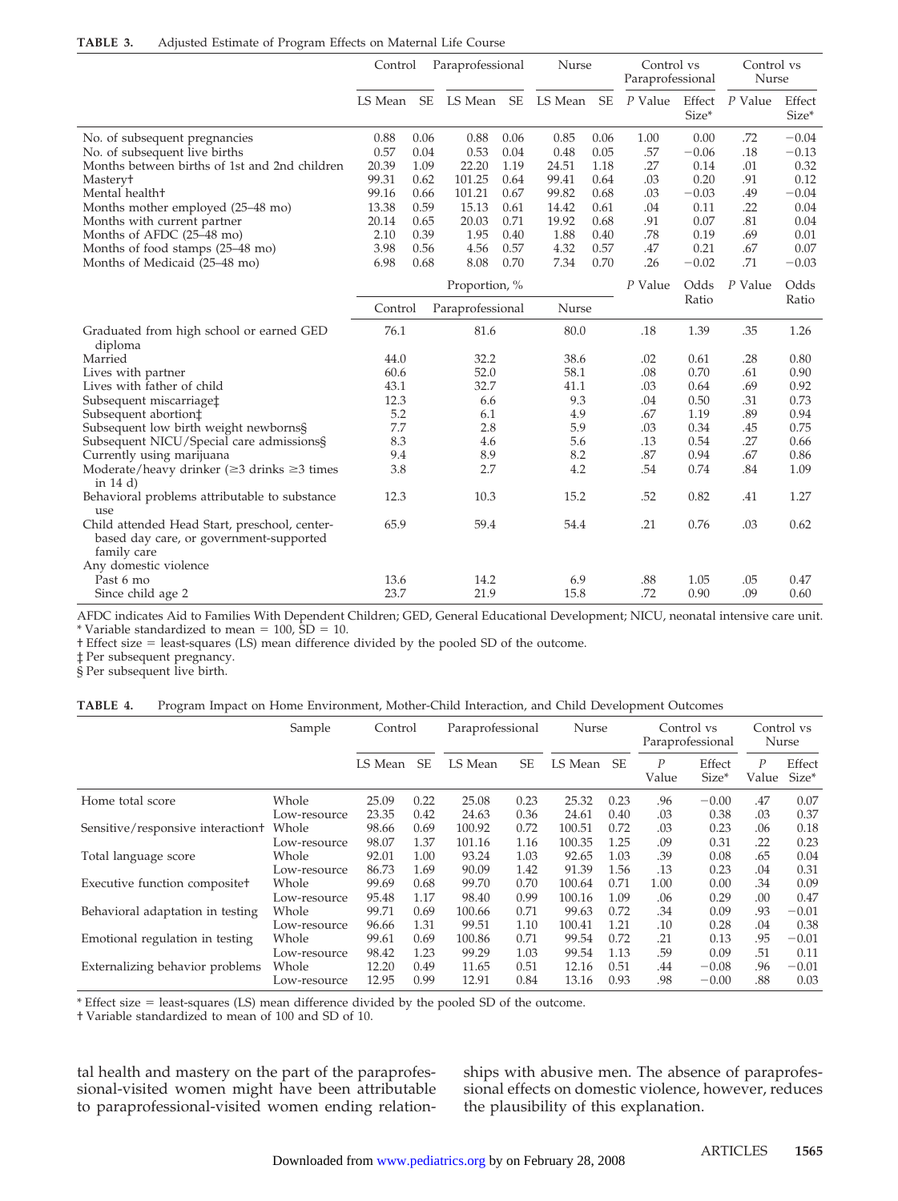**TABLE 3.** Adjusted Estimate of Program Effects on Maternal Life Course

| | Control | | Paraprofessional | | Nurse | | Control vs Paraprofessional | | Control vs Nurse | |
|---|---|---|---|---|---|---|---|---|---|---|
| | LS Mean | SE | LS Mean | SE | LS Mean | SE | P Value | Effect Size* | P Value | Effect Size* |
| No. of subsequent pregnancies | 0.88 | 0.06 | 0.88 | 0.06 | 0.85 | 0.06 | 1.00 | 0.00 | .72 | −0.04 |
| No. of subsequent live births | 0.57 | 0.04 | 0.53 | 0.04 | 0.48 | 0.05 | .57 | −0.06 | .18 | −0.13 |
| Months between births of 1st and 2nd children | 20.39 | 1.09 | 22.20 | 1.19 | 24.51 | 1.18 | .27 | 0.14 | .01 | 0.32 |
| Mastery† | 99.31 | 0.62 | 101.25 | 0.64 | 99.41 | 0.64 | .03 | 0.20 | .91 | 0.12 |
| Mental health† | 99.16 | 0.66 | 101.21 | 0.67 | 99.82 | 0.68 | .03 | −0.03 | .49 | −0.04 |
| Months mother employed (25–48 mo) | 13.38 | 0.59 | 15.13 | 0.61 | 14.42 | 0.61 | .04 | 0.11 | .22 | 0.04 |
| Months with current partner | 20.14 | 0.65 | 20.03 | 0.71 | 19.92 | 0.68 | .91 | 0.07 | .81 | 0.04 |
| Months of AFDC (25–48 mo) | 2.10 | 0.39 | 1.95 | 0.40 | 1.88 | 0.40 | .78 | 0.19 | .69 | 0.01 |
| Months of food stamps (25–48 mo) | 3.98 | 0.56 | 4.56 | 0.57 | 4.32 | 0.57 | .47 | 0.21 | .67 | 0.07 |
| Months of Medicaid (25–48 mo) | 6.98 | 0.68 | 8.08 | 0.70 | 7.34 | 0.70 | .26 | −0.02 | .71 | −0.03 |
| | Proportion, % | | | | | | P Value | Odds Ratio | P Value | Odds Ratio |
| | Control | | Paraprofessional | | Nurse | | | | | |
| Graduated from high school or earned GED diploma | 76.1 | | 81.6 | | 80.0 | | .18 | 1.39 | .35 | 1.26 |
| Married | 44.0 | | 32.2 | | 38.6 | | .02 | 0.61 | .28 | 0.80 |
| Lives with partner | 60.6 | | 52.0 | | 58.1 | | .08 | 0.70 | .61 | 0.90 |
| Lives with father of child | 43.1 | | 32.7 | | 41.1 | | .03 | 0.64 | .69 | 0.92 |
| Subsequent miscarriage‡ | 12.3 | | 6.6 | | 9.3 | | .04 | 0.50 | .31 | 0.73 |
| Subsequent abortion‡ | 5.2 | | 6.1 | | 4.9 | | .67 | 1.19 | .89 | 0.94 |
| Subsequent low birth weight newborns§ | 7.7 | | 2.8 | | 5.9 | | .03 | 0.34 | .45 | 0.75 |
| Subsequent NICU/Special care admissions§ | 8.3 | | 4.6 | | 5.6 | | .13 | 0.54 | .27 | 0.66 |
| Currently using marijuana | 9.4 | | 8.9 | | 8.2 | | .87 | 0.94 | .67 | 0.86 |
| Moderate/heavy drinker (≥3 drinks ≥3 times in 14 d) | 3.8 | | 2.7 | | 4.2 | | .54 | 0.74 | .84 | 1.09 |
| Behavioral problems attributable to substance use | 12.3 | | 10.3 | | 15.2 | | .52 | 0.82 | .41 | 1.27 |
| Child attended Head Start, preschool, center-based day care, or government-supported family care | 65.9 | | 59.4 | | 54.4 | | .21 | 0.76 | .03 | 0.62 |
| Any domestic violence | | | | | | | | | | |
| Past 6 mo | 13.6 | | 14.2 | | 6.9 | | .88 | 1.05 | .05 | 0.47 |
| Since child age 2 | 23.7 | | 21.9 | | 15.8 | | .72 | 0.90 | .09 | 0.60 |

AFDC indicates Aid to Families With Dependent Children; GED, General Educational Development; NICU, neonatal intensive care unit.
\* Variable standardized to mean = 100, SD = 10.
† Effect size = least-squares (LS) mean difference divided by the pooled SD of the outcome.
‡ Per subsequent pregnancy.
§ Per subsequent live birth.

**TABLE 4.** Program Impact on Home Environment, Mother-Child Interaction, and Child Development Outcomes

| | Sample | Control | | Paraprofessional | | Nurse | | Control vs Paraprofessional | | Control vs Nurse | |
|---|---|---|---|---|---|---|---|---|---|---|---|
| | | LS Mean | SE | LS Mean | SE | LS Mean | SE | P Value | Effect Size* | P Value | Effect Size* |
| Home total score | Whole | 25.09 | 0.22 | 25.08 | 0.23 | 25.32 | 0.23 | .96 | −0.00 | .47 | 0.07 |
| | Low-resource | 23.35 | 0.42 | 24.63 | 0.36 | 24.61 | 0.40 | .03 | 0.38 | .03 | 0.37 |
| Sensitive/responsive interaction† | Whole | 98.66 | 0.69 | 100.92 | 0.72 | 100.51 | 0.72 | .03 | 0.23 | .06 | 0.18 |
| | Low-resource | 98.07 | 1.37 | 101.16 | 1.16 | 100.35 | 1.25 | .09 | 0.31 | .22 | 0.23 |
| Total language score | Whole | 92.01 | 1.00 | 93.24 | 1.03 | 92.65 | 1.03 | .39 | 0.08 | .65 | 0.04 |
| | Low-resource | 86.73 | 1.69 | 90.09 | 1.42 | 91.39 | 1.56 | .13 | 0.23 | .04 | 0.31 |
| Executive function composite† | Whole | 99.69 | 0.68 | 99.70 | 0.70 | 100.64 | 0.71 | 1.00 | 0.00 | .34 | 0.09 |
| | Low-resource | 95.48 | 1.17 | 98.40 | 0.99 | 100.16 | 1.09 | .06 | 0.29 | .00 | 0.47 |
| Behavioral adaptation in testing | Whole | 99.71 | 0.69 | 100.66 | 0.71 | 99.63 | 0.72 | .34 | 0.09 | .93 | −0.01 |
| | Low-resource | 96.66 | 1.31 | 99.51 | 1.10 | 100.41 | 1.21 | .10 | 0.28 | .04 | 0.38 |
| Emotional regulation in testing | Whole | 99.61 | 0.69 | 100.86 | 0.71 | 99.54 | 0.72 | .21 | 0.13 | .95 | −0.01 |
| | Low-resource | 98.42 | 1.23 | 99.29 | 1.03 | 99.54 | 1.13 | .59 | 0.09 | .51 | 0.11 |
| Externalizing behavior problems | Whole | 12.20 | 0.49 | 11.65 | 0.51 | 12.16 | 0.51 | .44 | −0.08 | .96 | −0.01 |
| | Low-resource | 12.95 | 0.99 | 12.91 | 0.84 | 13.16 | 0.93 | .98 | −0.00 | .88 | 0.03 |

\* Effect size = least-squares (LS) mean difference divided by the pooled SD of the outcome.
† Variable standardized to mean of 100 and SD of 10.

tal health and mastery on the part of the paraprofessional-visited women might have been attributable to paraprofessional-visited women ending relationships with abusive men. The absence of paraprofessional effects on domestic violence, however, reduces the plausibility of this explanation.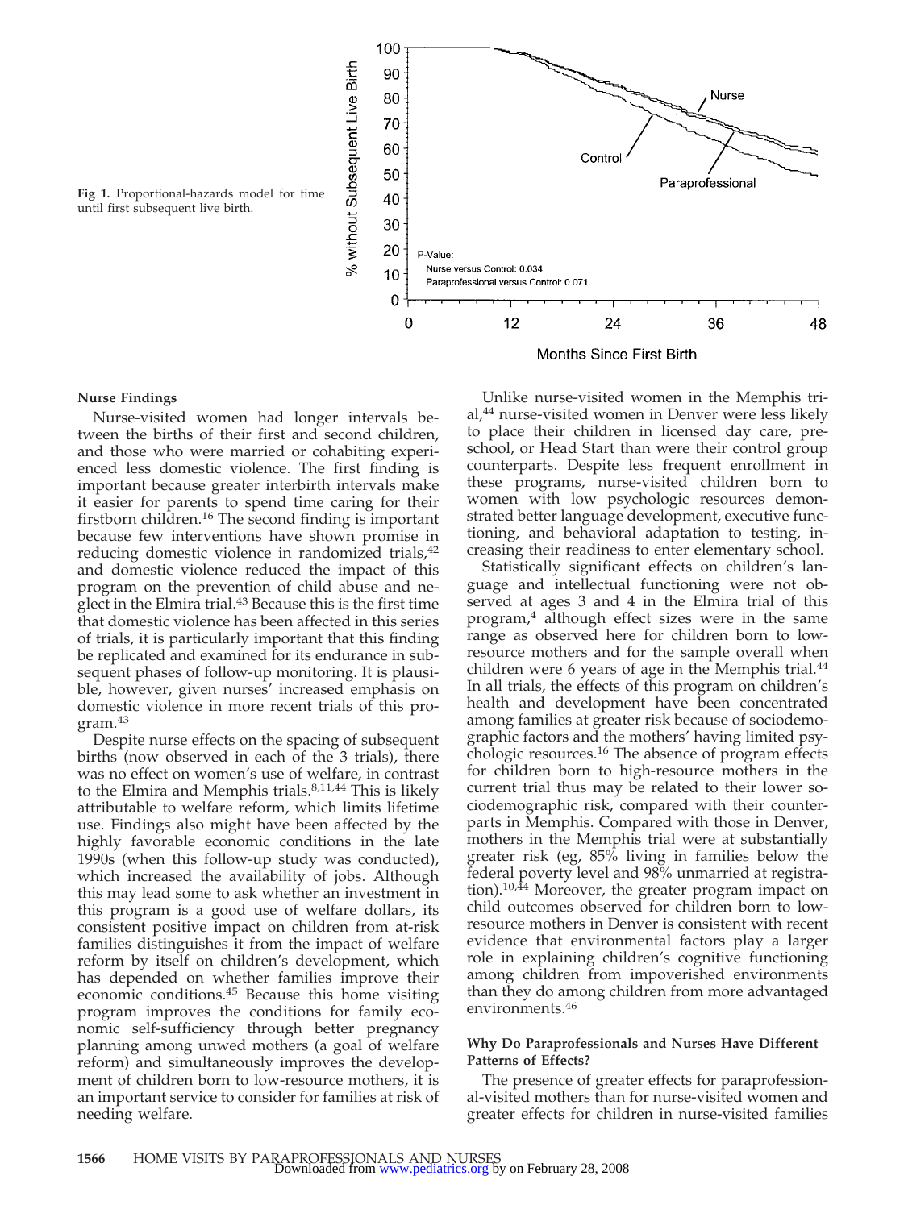Fig 1. Proportional-hazards model for time until first subsequent live birth.

### Nurse Findings

Nurse-visited women had longer intervals between the births of their first and second children, and those who were married or cohabiting experienced less domestic violence. The first finding is important because greater interbirth intervals make it easier for parents to spend time caring for their firstborn children.[16] The second finding is important because few interventions have shown promise in reducing domestic violence in randomized trials,[42] and domestic violence reduced the impact of this program on the prevention of child abuse and neglect in the Elmira trial.[43] Because this is the first time that domestic violence has been affected in this series of trials, it is particularly important that this finding be replicated and examined for its endurance in subsequent phases of follow-up monitoring. It is plausible, however, given nurses' increased emphasis on domestic violence in more recent trials of this program.[43]

Despite nurse effects on the spacing of subsequent births (now observed in each of the 3 trials), there was no effect on women's use of welfare, in contrast to the Elmira and Memphis trials.[8,11,44] This is likely attributable to welfare reform, which limits lifetime use. Findings also might have been affected by the highly favorable economic conditions in the late 1990s (when this follow-up study was conducted), which increased the availability of jobs. Although this may lead some to ask whether an investment in this program is a good use of welfare dollars, its consistent positive impact on children from at-risk families distinguishes it from the impact of welfare reform by itself on children's development, which has depended on whether families improve their economic conditions.[45] Because this home visiting program improves the conditions for family economic self-sufficiency through better pregnancy planning among unwed mothers (a goal of welfare reform) and simultaneously improves the development of children born to low-resource mothers, it is an important service to consider for families at risk of needing welfare.

Unlike nurse-visited women in the Memphis trial,[44] nurse-visited women in Denver were less likely to place their children in licensed day care, preschool, or Head Start than were their control group counterparts. Despite less frequent enrollment in these programs, nurse-visited children born to women with low psychologic resources demonstrated better language development, executive functioning, and behavioral adaptation to testing, increasing their readiness to enter elementary school.

Statistically significant effects on children's language and intellectual functioning were not observed at ages 3 and 4 in the Elmira trial of this program,[4] although effect sizes were in the same range as observed here for children born to low-resource mothers and for the sample overall when children were 6 years of age in the Memphis trial.[44] In all trials, the effects of this program on children's health and development have been concentrated among families at greater risk because of sociodemographic factors and the mothers' having limited psychologic resources.[16] The absence of program effects for children born to high-resource mothers in the current trial thus may be related to their lower sociodemographic risk, compared with their counterparts in Memphis. Compared with those in Denver, mothers in the Memphis trial were at substantially greater risk (eg, 85% living in families below the federal poverty level and 98% unmarried at registration).[10,44] Moreover, the greater program impact on child outcomes observed for children born to low-resource mothers in Denver is consistent with recent evidence that environmental factors play a larger role in explaining children's cognitive functioning among children from impoverished environments than they do among children from more advantaged environments.[46]

### Why Do Paraprofessionals and Nurses Have Different Patterns of Effects?

The presence of greater effects for paraprofessional-visited mothers than for nurse-visited women and greater effects for children in nurse-visited families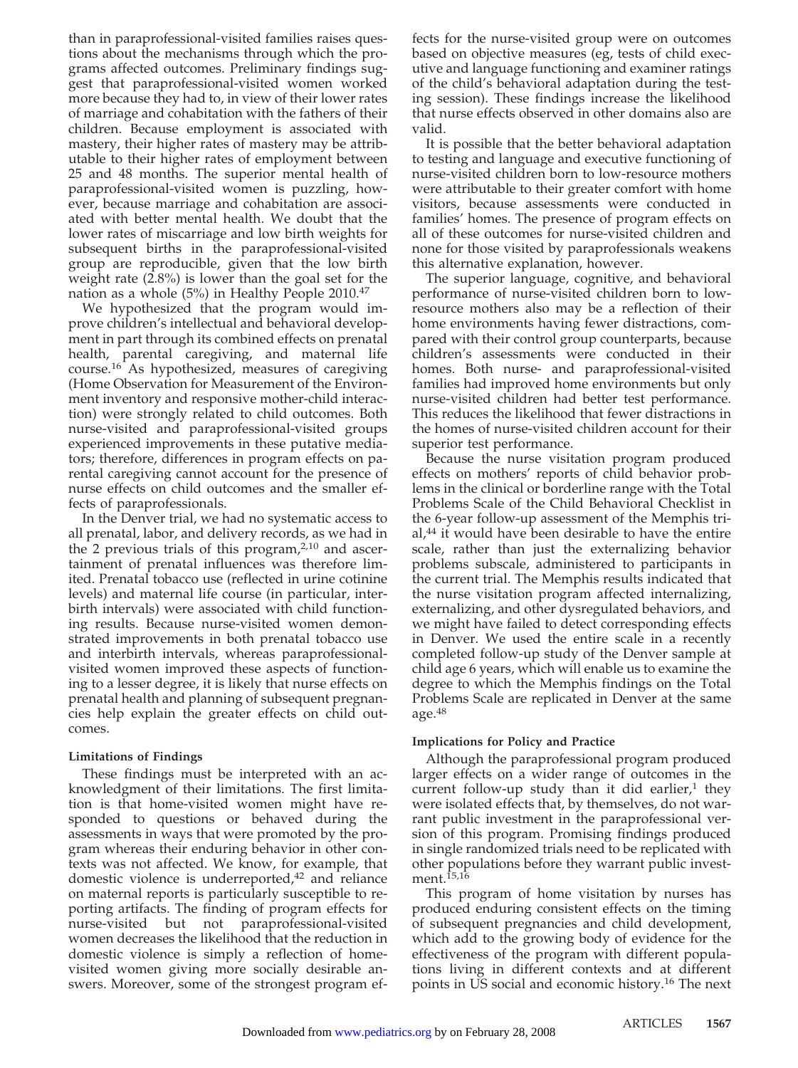than in paraprofessional-visited families raises questions about the mechanisms through which the programs affected outcomes. Preliminary findings suggest that paraprofessional-visited women worked more because they had to, in view of their lower rates of marriage and cohabitation with the fathers of their children. Because employment is associated with mastery, their higher rates of mastery may be attributable to their higher rates of employment between 25 and 48 months. The superior mental health of paraprofessional-visited women is puzzling, however, because marriage and cohabitation are associated with better mental health. We doubt that the lower rates of miscarriage and low birth weights for subsequent births in the paraprofessional-visited group are reproducible, given that the low birth weight rate (2.8%) is lower than the goal set for the nation as a whole (5%) in Healthy People 2010.[47]

We hypothesized that the program would improve children's intellectual and behavioral development in part through its combined effects on prenatal health, parental caregiving, and maternal life course.[16] As hypothesized, measures of caregiving (Home Observation for Measurement of the Environment inventory and responsive mother-child interaction) were strongly related to child outcomes. Both nurse-visited and paraprofessional-visited groups experienced improvements in these putative mediators; therefore, differences in program effects on parental caregiving cannot account for the presence of nurse effects on child outcomes and the smaller effects of paraprofessionals.

In the Denver trial, we had no systematic access to all prenatal, labor, and delivery records, as we had in the 2 previous trials of this program,[2,10] and ascertainment of prenatal influences was therefore limited. Prenatal tobacco use (reflected in urine cotinine levels) and maternal life course (in particular, interbirth intervals) were associated with child functioning results. Because nurse-visited women demonstrated improvements in both prenatal tobacco use and interbirth intervals, whereas paraprofessional-visited women improved these aspects of functioning to a lesser degree, it is likely that nurse effects on prenatal health and planning of subsequent pregnancies help explain the greater effects on child outcomes.

### Limitations of Findings

These findings must be interpreted with an acknowledgment of their limitations. The first limitation is that home-visited women might have responded to questions or behaved during the assessments in ways that were promoted by the program whereas their enduring behavior in other contexts was not affected. We know, for example, that domestic violence is underreported,[42] and reliance on maternal reports is particularly susceptible to reporting artifacts. The finding of program effects for nurse-visited but not paraprofessional-visited women decreases the likelihood that the reduction in domestic violence is simply a reflection of home-visited women giving more socially desirable answers. Moreover, some of the strongest program effects for the nurse-visited group were on outcomes based on objective measures (eg, tests of child executive and language functioning and examiner ratings of the child's behavioral adaptation during the testing session). These findings increase the likelihood that nurse effects observed in other domains also are valid.

It is possible that the better behavioral adaptation to testing and language and executive functioning of nurse-visited children born to low-resource mothers were attributable to their greater comfort with home visitors, because assessments were conducted in families' homes. The presence of program effects on all of these outcomes for nurse-visited children and none for those visited by paraprofessionals weakens this alternative explanation, however.

The superior language, cognitive, and behavioral performance of nurse-visited children born to low-resource mothers also may be a reflection of their home environments having fewer distractions, compared with their control group counterparts, because children's assessments were conducted in their homes. Both nurse- and paraprofessional-visited families had improved home environments but only nurse-visited children had better test performance. This reduces the likelihood that fewer distractions in the homes of nurse-visited children account for their superior test performance.

Because the nurse visitation program produced effects on mothers' reports of child behavior problems in the clinical or borderline range with the Total Problems Scale of the Child Behavioral Checklist in the 6-year follow-up assessment of the Memphis trial,[44] it would have been desirable to have the entire scale, rather than just the externalizing behavior problems subscale, administered to participants in the current trial. The Memphis results indicated that the nurse visitation program affected internalizing, externalizing, and other dysregulated behaviors, and we might have failed to detect corresponding effects in Denver. We used the entire scale in a recently completed follow-up study of the Denver sample at child age 6 years, which will enable us to examine the degree to which the Memphis findings on the Total Problems Scale are replicated in Denver at the same age.[48]

### Implications for Policy and Practice

Although the paraprofessional program produced larger effects on a wider range of outcomes in the current follow-up study than it did earlier,[1] they were isolated effects that, by themselves, do not warrant public investment in the paraprofessional version of this program. Promising findings produced in single randomized trials need to be replicated with other populations before they warrant public investment.[15,16]

This program of home visitation by nurses has produced enduring consistent effects on the timing of subsequent pregnancies and child development, which add to the growing body of evidence for the effectiveness of the program with different populations living in different contexts and at different points in US social and economic history.[16] The next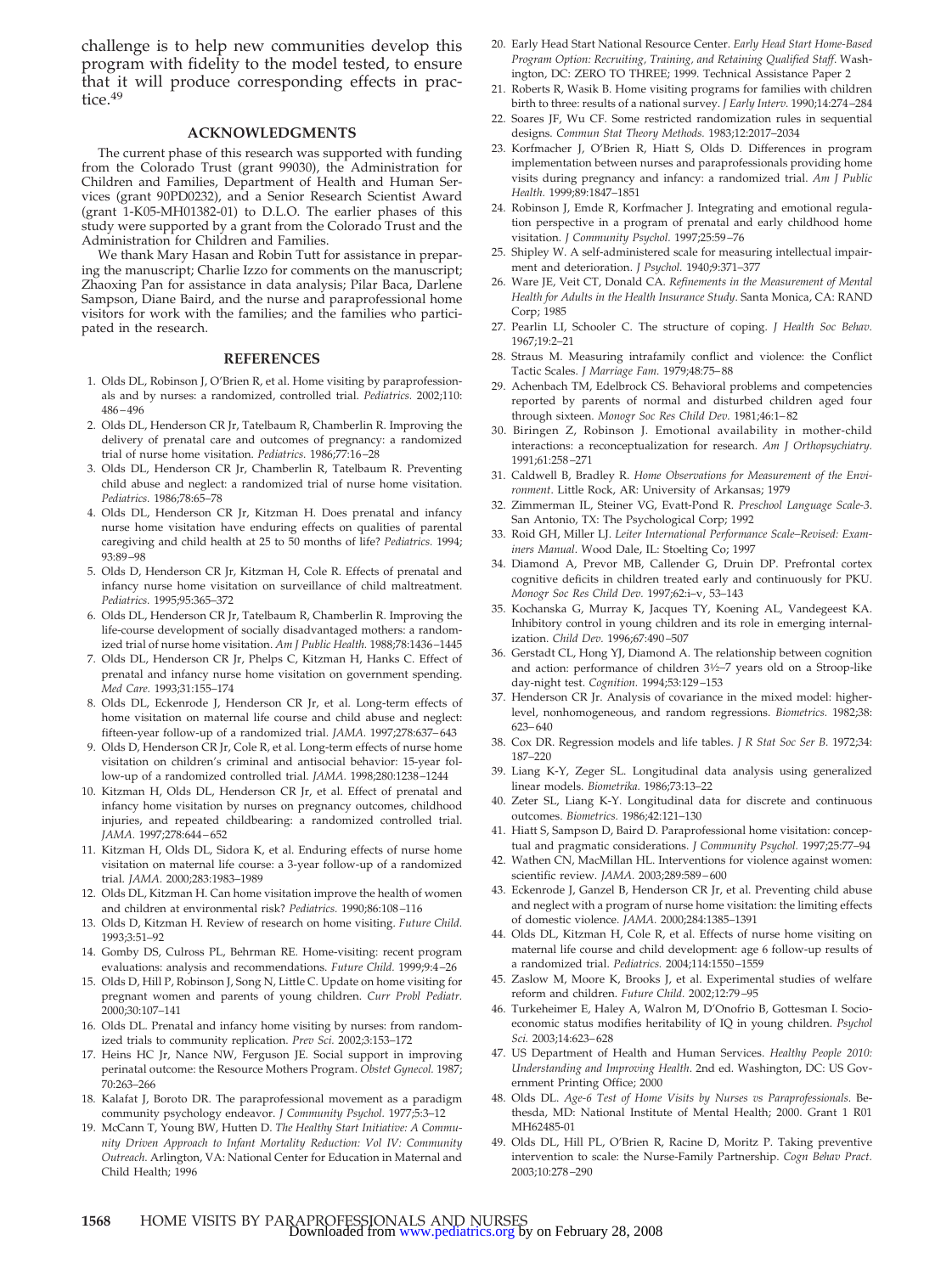challenge is to help new communities develop this program with fidelity to the model tested, to ensure that it will produce corresponding effects in practice.[49]

## ACKNOWLEDGMENTS

The current phase of this research was supported with funding from the Colorado Trust (grant 99030), the Administration for Children and Families, Department of Health and Human Services (grant 90PD0232), and a Senior Research Scientist Award (grant 1-K05-MH01382-01) to D.L.O. The earlier phases of this study were supported by a grant from the Colorado Trust and the Administration for Children and Families.

We thank Mary Hasan and Robin Tutt for assistance in preparing the manuscript; Charlie Izzo for comments on the manuscript; Zhaoxing Pan for assistance in data analysis; Pilar Baca, Darlene Sampson, Diane Baird, and the nurse and paraprofessional home visitors for work with the families; and the families who participated in the research.

## REFERENCES

1. Olds DL, Robinson J, O'Brien R, et al. Home visiting by paraprofessionals and by nurses: a randomized, controlled trial. *Pediatrics.* 2002;110:486–496
2. Olds DL, Henderson CR Jr, Tatelbaum R, Chamberlin R. Improving the delivery of prenatal care and outcomes of pregnancy: a randomized trial of nurse home visitation. *Pediatrics.* 1986;77:16–28
3. Olds DL, Henderson CR Jr, Chamberlin R, Tatelbaum R. Preventing child abuse and neglect: a randomized trial of nurse home visitation. *Pediatrics.* 1986;78:65–78
4. Olds DL, Henderson CR Jr, Kitzman H. Does prenatal and infancy nurse home visitation have enduring effects on qualities of parental caregiving and child health at 25 to 50 months of life? *Pediatrics.* 1994;93:89–98
5. Olds D, Henderson CR Jr, Kitzman H, Cole R. Effects of prenatal and infancy nurse home visitation on surveillance of child maltreatment. *Pediatrics.* 1995;95:365–372
6. Olds DL, Henderson CR Jr, Tatelbaum R, Chamberlin R. Improving the life-course development of socially disadvantaged mothers: a randomized trial of nurse home visitation. *Am J Public Health.* 1988;78:1436–1445
7. Olds DL, Henderson CR Jr, Phelps C, Kitzman H, Hanks C. Effect of prenatal and infancy nurse home visitation on government spending. *Med Care.* 1993;31:155–174
8. Olds DL, Eckenrode J, Henderson CR Jr, et al. Long-term effects of home visitation on maternal life course and child abuse and neglect: fifteen-year follow-up of a randomized trial. *JAMA.* 1997;278:637–643
9. Olds D, Henderson CR Jr, Cole R, et al. Long-term effects of nurse home visitation on children's criminal and antisocial behavior: 15-year follow-up of a randomized controlled trial. *JAMA.* 1998;280:1238–1244
10. Kitzman H, Olds DL, Henderson CR Jr, et al. Effect of prenatal and infancy home visitation by nurses on pregnancy outcomes, childhood injuries, and repeated childbearing: a randomized controlled trial. *JAMA.* 1997;278:644–652
11. Kitzman H, Olds DL, Sidora K, et al. Enduring effects of nurse home visitation on maternal life course: a 3-year follow-up of a randomized trial. *JAMA.* 2000;283:1983–1989
12. Olds DL, Kitzman H. Can home visitation improve the health of women and children at environmental risk? *Pediatrics.* 1990;86:108–116
13. Olds D, Kitzman H. Review of research on home visiting. *Future Child.* 1993;3:51–92
14. Gomby DS, Culross PL, Behrman RE. Home-visiting: recent program evaluations: analysis and recommendations. *Future Child.* 1999;9:4–26
15. Olds D, Hill P, Robinson J, Song N, Little C. Update on home visiting for pregnant women and parents of young children. *Curr Probl Pediatr.* 2000;30:107–141
16. Olds DL. Prenatal and infancy home visiting by nurses: from randomized trials to community replication. *Prev Sci.* 2002;3:153–172
17. Heins HC Jr, Nance NW, Ferguson JE. Social support in improving perinatal outcome: the Resource Mothers Program. *Obstet Gynecol.* 1987;70:263–266
18. Kalafat J, Boroto DR. The paraprofessional movement as a paradigm community psychology endeavor. *J Community Psychol.* 1977;5:3–12
19. McCann T, Young BW, Hutten D. *The Healthy Start Initiative: A Community Driven Approach to Infant Mortality Reduction: Vol IV: Community Outreach.* Arlington, VA: National Center for Education in Maternal and Child Health; 1996
20. Early Head Start National Resource Center. *Early Head Start Home-Based Program Option: Recruiting, Training, and Retaining Qualified Staff.* Washington, DC: ZERO TO THREE; 1999. Technical Assistance Paper 2
21. Roberts R, Wasik B. Home visiting programs for families with children birth to three: results of a national survey. *J Early Interv.* 1990;14:274–284
22. Soares JF, Wu CF. Some restricted randomization rules in sequential designs. *Commun Stat Theory Methods.* 1983;12:2017–2034
23. Korfmacher J, O'Brien R, Hiatt S, Olds D. Differences in program implementation between nurses and paraprofessionals providing home visits during pregnancy and infancy: a randomized trial. *Am J Public Health.* 1999;89:1847–1851
24. Robinson J, Emde R, Korfmacher J. Integrating and emotional regulation perspective in a program of prenatal and early childhood home visitation. *J Community Psychol.* 1997;25:59–76
25. Shipley W. A self-administered scale for measuring intellectual impairment and deterioration. *J Psychol.* 1940;9:371–377
26. Ware JE, Veit CT, Donald CA. *Refinements in the Measurement of Mental Health for Adults in the Health Insurance Study.* Santa Monica, CA: RAND Corp; 1985
27. Pearlin LI, Schooler C. The structure of coping. *J Health Soc Behav.* 1967;19:2–21
28. Straus M. Measuring intrafamily conflict and violence: the Conflict Tactic Scales. *J Marriage Fam.* 1979;48:75–88
29. Achenbach TM, Edelbrock CS. Behavioral problems and competencies reported by parents of normal and disturbed children aged four through sixteen. *Monogr Soc Res Child Dev.* 1981;46:1–82
30. Biringen Z, Robinson J. Emotional availability in mother-child interactions: a reconceptualization for research. *Am J Orthopsychiatry.* 1991;61:258–271
31. Caldwell B, Bradley R. *Home Observations for Measurement of the Environment.* Little Rock, AR: University of Arkansas; 1979
32. Zimmerman IL, Steiner VG, Evatt-Pond R. *Preschool Language Scale-3.* San Antonio, TX: The Psychological Corp; 1992
33. Roid GH, Miller LJ. *Leiter International Performance Scale–Revised: Examiners Manual.* Wood Dale, IL: Stoelting Co; 1997
34. Diamond A, Prevor MB, Callender G, Druin DP. Prefrontal cortex cognitive deficits in children treated early and continuously for PKU. *Monogr Soc Res Child Dev.* 1997;62:i–v, 53–143
35. Kochanska G, Murray K, Jacques TY, Koening AL, Vandegeest KA. Inhibitory control in young children and its role in emerging internalization. *Child Dev.* 1996;67:490–507
36. Gerstadt CL, Hong YJ, Diamond A. The relationship between cognition and action: performance of children 3½–7 years old on a Stroop-like day-night test. *Cognition.* 1994;53:129–153
37. Henderson CR Jr. Analysis of covariance in the mixed model: higher-level, nonhomogeneous, and random regressions. *Biometrics.* 1982;38:623–640
38. Cox DR. Regression models and life tables. *J R Stat Soc Ser B.* 1972;34:187–220
39. Liang K-Y, Zeger SL. Longitudinal data analysis using generalized linear models. *Biometrika.* 1986;73:13–22
40. Zeter SL, Liang K-Y. Longitudinal data for discrete and continuous outcomes. *Biometrics.* 1986;42:121–130
41. Hiatt S, Sampson D, Baird D. Paraprofessional home visitation: conceptual and pragmatic considerations. *J Community Psychol.* 1997;25:77–94
42. Wathen CN, MacMillan HL. Interventions for violence against women: scientific review. *JAMA.* 2003;289:589–600
43. Eckenrode J, Ganzel B, Henderson CR Jr, et al. Preventing child abuse and neglect with a program of nurse home visitation: the limiting effects of domestic violence. *JAMA.* 2000;284:1385–1391
44. Olds DL, Kitzman H, Cole R, et al. Effects of nurse home visiting on maternal life course and child development: age 6 follow-up results of a randomized trial. *Pediatrics.* 2004;114:1550–1559
45. Zaslow M, Moore K, Brooks J, et al. Experimental studies of welfare reform and children. *Future Child.* 2002;12:79–95
46. Turkeheimer E, Haley A, Walron M, D'Onofrio B, Gottesman I. Socioeconomic status modifies heritability of IQ in young children. *Psychol Sci.* 2003;14:623–628
47. US Department of Health and Human Services. *Healthy People 2010: Understanding and Improving Health.* 2nd ed. Washington, DC: US Government Printing Office; 2000
48. Olds DL. *Age-6 Test of Home Visits by Nurses vs Paraprofessionals.* Bethesda, MD: National Institute of Mental Health; 2000. Grant 1 R01 MH62485-01
49. Olds DL, Hill PL, O'Brien R, Racine D, Moritz P. Taking preventive intervention to scale: the Nurse-Family Partnership. *Cogn Behav Pract.* 2003;10:278–290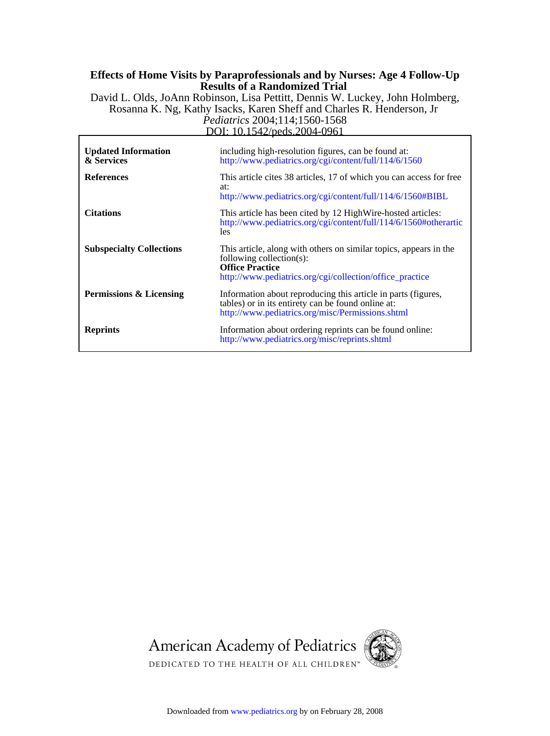**Effects of Home Visits by Paraprofessionals and by Nurses: Age 4 Follow-Up Results of a Randomized Trial**

David L. Olds, JoAnn Robinson, Lisa Pettitt, Dennis W. Luckey, John Holmberg, Rosanna K. Ng, Kathy Isacks, Karen Sheff and Charles R. Henderson, Jr

*Pediatrics* 2004;114;1560-1568

DOI: 10.1542/peds.2004-0961

| | |
|---|---|
| **Updated Information & Services** | including high-resolution figures, can be found at: http://www.pediatrics.org/cgi/content/full/114/6/1560 |
| **References** | This article cites 38 articles, 17 of which you can access for free at: http://www.pediatrics.org/cgi/content/full/114/6/1560#BIBL |
| **Citations** | This article has been cited by 12 HighWire-hosted articles: http://www.pediatrics.org/cgi/content/full/114/6/1560#otherarticles |
| **Subspecialty Collections** | This article, along with others on similar topics, appears in the following collection(s): **Office Practice** http://www.pediatrics.org/cgi/collection/office_practice |
| **Permissions & Licensing** | Information about reproducing this article in parts (figures, tables) or in its entirety can be found online at: http://www.pediatrics.org/misc/Permissions.shtml |
| **Reprints** | Information about ordering reprints can be found online: http://www.pediatrics.org/misc/reprints.shtml |

American Academy of Pediatrics

DEDICATED TO THE HEALTH OF ALL CHILDREN™

Downloaded from www.pediatrics.org by on February 28, 2008